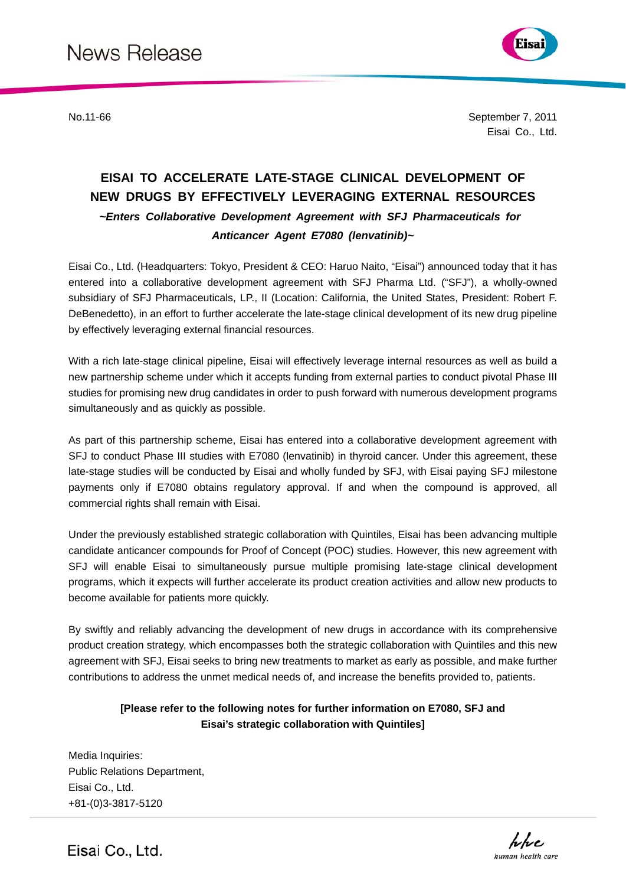News Release

No.11-66

September 7, 2011
Eisai Co., Ltd.

# EISAI TO ACCELERATE LATE-STAGE CLINICAL DEVELOPMENT OF NEW DRUGS BY EFFECTIVELY LEVERAGING EXTERNAL RESOURCES

***~Enters Collaborative Development Agreement with SFJ Pharmaceuticals for Anticancer Agent E7080 (lenvatinib)~***

Eisai Co., Ltd. (Headquarters: Tokyo, President & CEO: Haruo Naito, "Eisai") announced today that it has entered into a collaborative development agreement with SFJ Pharma Ltd. ("SFJ"), a wholly-owned subsidiary of SFJ Pharmaceuticals, LP., II (Location: California, the United States, President: Robert F. DeBenedetto), in an effort to further accelerate the late-stage clinical development of its new drug pipeline by effectively leveraging external financial resources.

With a rich late-stage clinical pipeline, Eisai will effectively leverage internal resources as well as build a new partnership scheme under which it accepts funding from external parties to conduct pivotal Phase III studies for promising new drug candidates in order to push forward with numerous development programs simultaneously and as quickly as possible.

As part of this partnership scheme, Eisai has entered into a collaborative development agreement with SFJ to conduct Phase III studies with E7080 (lenvatinib) in thyroid cancer. Under this agreement, these late-stage studies will be conducted by Eisai and wholly funded by SFJ, with Eisai paying SFJ milestone payments only if E7080 obtains regulatory approval. If and when the compound is approved, all commercial rights shall remain with Eisai.

Under the previously established strategic collaboration with Quintiles, Eisai has been advancing multiple candidate anticancer compounds for Proof of Concept (POC) studies. However, this new agreement with SFJ will enable Eisai to simultaneously pursue multiple promising late-stage clinical development programs, which it expects will further accelerate its product creation activities and allow new products to become available for patients more quickly.

By swiftly and reliably advancing the development of new drugs in accordance with its comprehensive product creation strategy, which encompasses both the strategic collaboration with Quintiles and this new agreement with SFJ, Eisai seeks to bring new treatments to market as early as possible, and make further contributions to address the unmet medical needs of, and increase the benefits provided to, patients.

**[Please refer to the following notes for further information on E7080, SFJ and Eisai's strategic collaboration with Quintiles]**

Media Inquiries:
Public Relations Department,
Eisai Co., Ltd.
+81-(0)3-3817-5120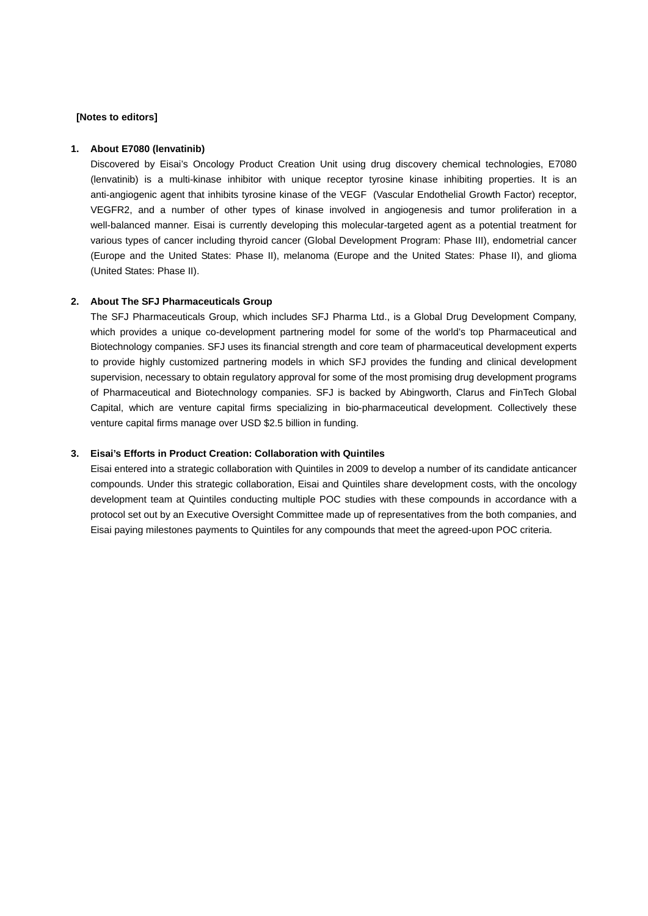**[Notes to editors]**

1. **About E7080 (lenvatinib)**

   Discovered by Eisai's Oncology Product Creation Unit using drug discovery chemical technologies, E7080 (lenvatinib) is a multi-kinase inhibitor with unique receptor tyrosine kinase inhibiting properties. It is an anti-angiogenic agent that inhibits tyrosine kinase of the VEGF (Vascular Endothelial Growth Factor) receptor, VEGFR2, and a number of other types of kinase involved in angiogenesis and tumor proliferation in a well-balanced manner. Eisai is currently developing this molecular-targeted agent as a potential treatment for various types of cancer including thyroid cancer (Global Development Program: Phase III), endometrial cancer (Europe and the United States: Phase II), melanoma (Europe and the United States: Phase II), and glioma (United States: Phase II).

2. **About The SFJ Pharmaceuticals Group**

   The SFJ Pharmaceuticals Group, which includes SFJ Pharma Ltd., is a Global Drug Development Company, which provides a unique co-development partnering model for some of the world's top Pharmaceutical and Biotechnology companies. SFJ uses its financial strength and core team of pharmaceutical development experts to provide highly customized partnering models in which SFJ provides the funding and clinical development supervision, necessary to obtain regulatory approval for some of the most promising drug development programs of Pharmaceutical and Biotechnology companies. SFJ is backed by Abingworth, Clarus and FinTech Global Capital, which are venture capital firms specializing in bio-pharmaceutical development. Collectively these venture capital firms manage over USD $2.5 billion in funding.

3. **Eisai's Efforts in Product Creation: Collaboration with Quintiles**

   Eisai entered into a strategic collaboration with Quintiles in 2009 to develop a number of its candidate anticancer compounds. Under this strategic collaboration, Eisai and Quintiles share development costs, with the oncology development team at Quintiles conducting multiple POC studies with these compounds in accordance with a protocol set out by an Executive Oversight Committee made up of representatives from the both companies, and Eisai paying milestones payments to Quintiles for any compounds that meet the agreed-upon POC criteria.